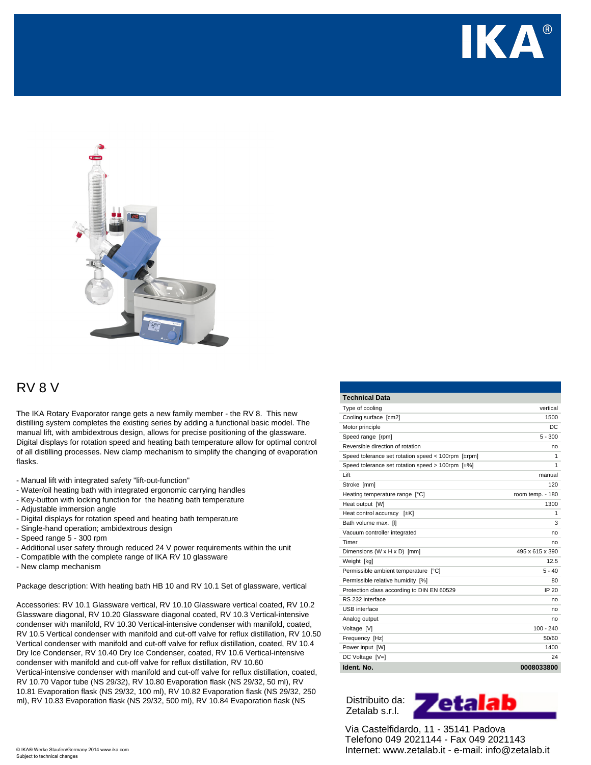# RV 8 V

The IKA Rotary Evaporator range gets a new family member - the RV 8. This new distilling system completes the existing series by adding a functional basic model. The manual lift, with ambidextrous design, allows for precise positioning of the glassware. Digital displays for rotation speed and heating bath temperature allow for optimal control of all distilling processes. New clamp mechanism to simplify the changing of evaporation flasks.

- Manual lift with integrated safety "lift-out-function"
- Water/oil heating bath with integrated ergonomic carrying handles
- Key-button with locking function for the heating bath temperature
- Adjustable immersion angle
- Digital displays for rotation speed and heating bath temperature
- Single-hand operation; ambidextrous design
- Speed range 5 - 300 rpm
- Additional user safety through reduced 24 V power requirements within the unit
- Compatible with the complete range of IKA RV 10 glassware
- New clamp mechanism

Package description: With heating bath HB 10 and RV 10.1 Set of glassware, vertical

Accessories: RV 10.1 Glassware vertical, RV 10.10 Glassware vertical coated, RV 10.2 Glassware diagonal, RV 10.20 Glassware diagonal coated, RV 10.3 Vertical-intensive condenser with manifold, RV 10.30 Vertical-intensive condenser with manifold, coated, RV 10.5 Vertical condenser with manifold and cut-off valve for reflux distillation, RV 10.50 Vertical condenser with manifold and cut-off valve for reflux distillation, coated, RV 10.4 Dry Ice Condenser, RV 10.40 Dry Ice Condenser, coated, RV 10.6 Vertical-intensive condenser with manifold and cut-off valve for reflux distillation, RV 10.60 Vertical-intensive condenser with manifold and cut-off valve for reflux distillation, coated, RV 10.70 Vapor tube (NS 29/32), RV 10.80 Evaporation flask (NS 29/32, 50 ml), RV 10.81 Evaporation flask (NS 29/32, 100 ml), RV 10.82 Evaporation flask (NS 29/32, 250 ml), RV 10.83 Evaporation flask (NS 29/32, 500 ml), RV 10.84 Evaporation flask (NS

| **Technical Data** | |
|---|---|
| Type of cooling | vertical |
| Cooling surface [cm2] | 1500 |
| Motor principle | DC |
| Speed range [rpm] | 5 - 300 |
| Reversible direction of rotation | no |
| Speed tolerance set rotation speed < 100rpm [±rpm] | 1 |
| Speed tolerance set rotation speed > 100rpm [±%] | 1 |
| Lift | manual |
| Stroke [mm] | 120 |
| Heating temperature range [°C] | room temp. - 180 |
| Heat output [W] | 1300 |
| Heat control accuracy [±K] | 1 |
| Bath volume max. [l] | 3 |
| Vacuum controller integrated | no |
| Timer | no |
| Dimensions (W x H x D) [mm] | 495 x 615 x 390 |
| Weight [kg] | 12.5 |
| Permissible ambient temperature [°C] | 5 - 40 |
| Permissible relative humidity [%] | 80 |
| Protection class according to DIN EN 60529 | IP 20 |
| RS 232 interface | no |
| USB interface | no |
| Analog output | no |
| Voltage [V] | 100 - 240 |
| Frequency [Hz] | 50/60 |
| Power input [W] | 1400 |
| DC Voltage [V=] | 24 |
| **Ident. No.** | **0008033800** |

Distribuito da:
Zetalab s.r.l.

Via Castelfidardo, 11 - 35141 Padova
Telefono 049 2021144 - Fax 049 2021143
Internet: www.zetalab.it - e-mail: info@zetalab.it

© IKA® Werke Staufen/Germany 2014 www.ika.com
Subject to technical changes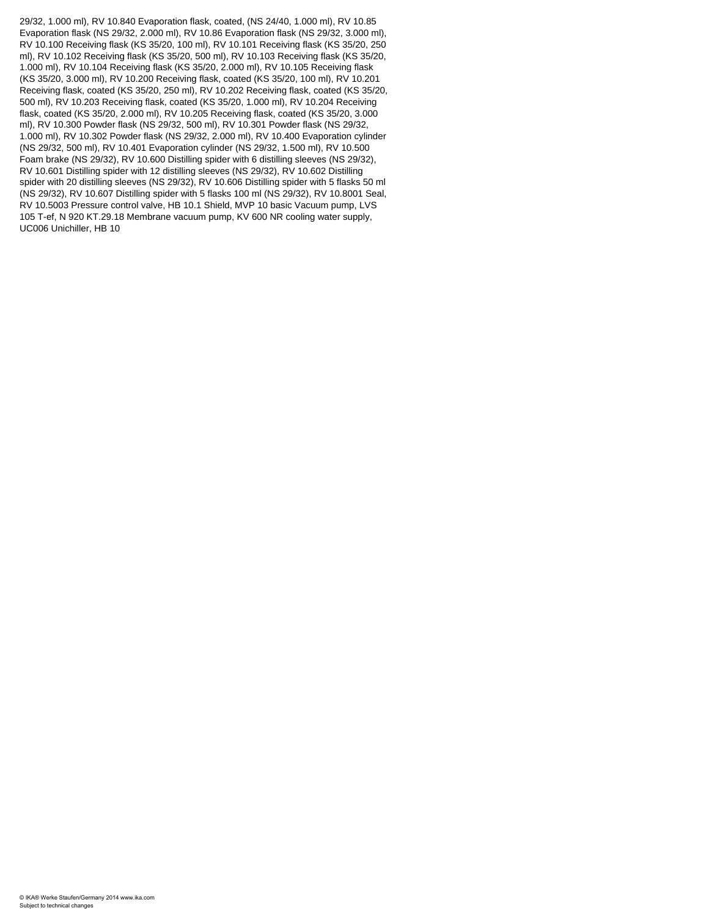29/32, 1.000 ml), RV 10.840 Evaporation flask, coated, (NS 24/40, 1.000 ml), RV 10.85 Evaporation flask (NS 29/32, 2.000 ml), RV 10.86 Evaporation flask (NS 29/32, 3.000 ml), RV 10.100 Receiving flask (KS 35/20, 100 ml), RV 10.101 Receiving flask (KS 35/20, 250 ml), RV 10.102 Receiving flask (KS 35/20, 500 ml), RV 10.103 Receiving flask (KS 35/20, 1.000 ml), RV 10.104 Receiving flask (KS 35/20, 2.000 ml), RV 10.105 Receiving flask (KS 35/20, 3.000 ml), RV 10.200 Receiving flask, coated (KS 35/20, 100 ml), RV 10.201 Receiving flask, coated (KS 35/20, 250 ml), RV 10.202 Receiving flask, coated (KS 35/20, 500 ml), RV 10.203 Receiving flask, coated (KS 35/20, 1.000 ml), RV 10.204 Receiving flask, coated (KS 35/20, 2.000 ml), RV 10.205 Receiving flask, coated (KS 35/20, 3.000 ml), RV 10.300 Powder flask (NS 29/32, 500 ml), RV 10.301 Powder flask (NS 29/32, 1.000 ml), RV 10.302 Powder flask (NS 29/32, 2.000 ml), RV 10.400 Evaporation cylinder (NS 29/32, 500 ml), RV 10.401 Evaporation cylinder (NS 29/32, 1.500 ml), RV 10.500 Foam brake (NS 29/32), RV 10.600 Distilling spider with 6 distilling sleeves (NS 29/32), RV 10.601 Distilling spider with 12 distilling sleeves (NS 29/32), RV 10.602 Distilling spider with 20 distilling sleeves (NS 29/32), RV 10.606 Distilling spider with 5 flasks 50 ml (NS 29/32), RV 10.607 Distilling spider with 5 flasks 100 ml (NS 29/32), RV 10.8001 Seal, RV 10.5003 Pressure control valve, HB 10.1 Shield, MVP 10 basic Vacuum pump, LVS 105 T-ef, N 920 KT.29.18 Membrane vacuum pump, KV 600 NR cooling water supply, UC006 Unichiller, HB 10

© IKA® Werke Staufen/Germany 2014 www.ika.com
Subject to technical changes